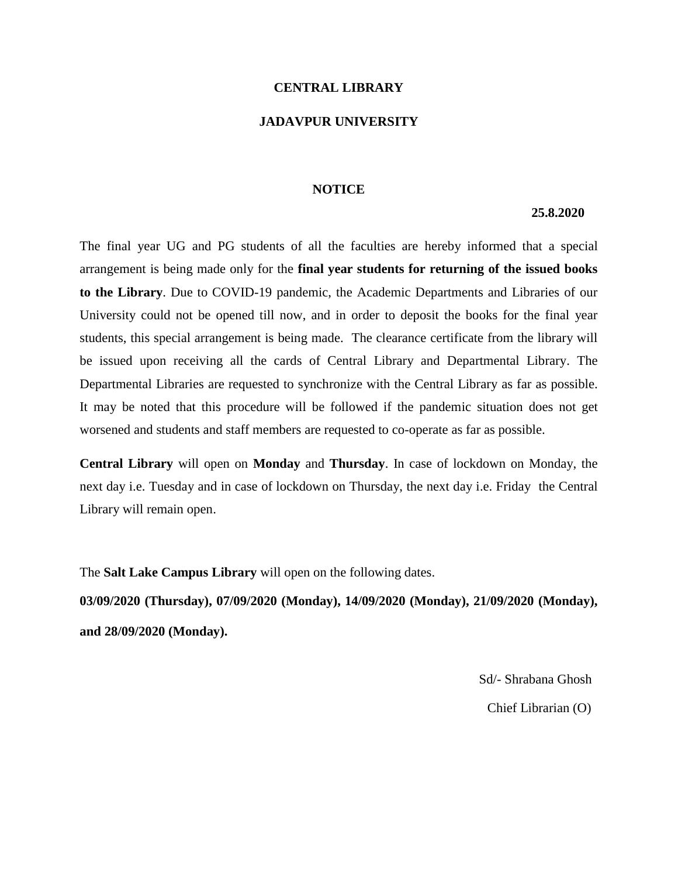**CENTRAL LIBRARY**

**JADAVPUR UNIVERSITY**

**NOTICE**

**25.8.2020**

The final year UG and PG students of all the faculties are hereby informed that a special arrangement is being made only for the **final year students for returning of the issued books to the Library**. Due to COVID-19 pandemic, the Academic Departments and Libraries of our University could not be opened till now, and in order to deposit the books for the final year students, this special arrangement is being made. The clearance certificate from the library will be issued upon receiving all the cards of Central Library and Departmental Library. The Departmental Libraries are requested to synchronize with the Central Library as far as possible. It may be noted that this procedure will be followed if the pandemic situation does not get worsened and students and staff members are requested to co-operate as far as possible.

**Central Library** will open on **Monday** and **Thursday**. In case of lockdown on Monday, the next day i.e. Tuesday and in case of lockdown on Thursday, the next day i.e. Friday the Central Library will remain open.

The **Salt Lake Campus Library** will open on the following dates.

**03/09/2020 (Thursday), 07/09/2020 (Monday), 14/09/2020 (Monday), 21/09/2020 (Monday), and 28/09/2020 (Monday).**

Sd/- Shrabana Ghosh

Chief Librarian (O)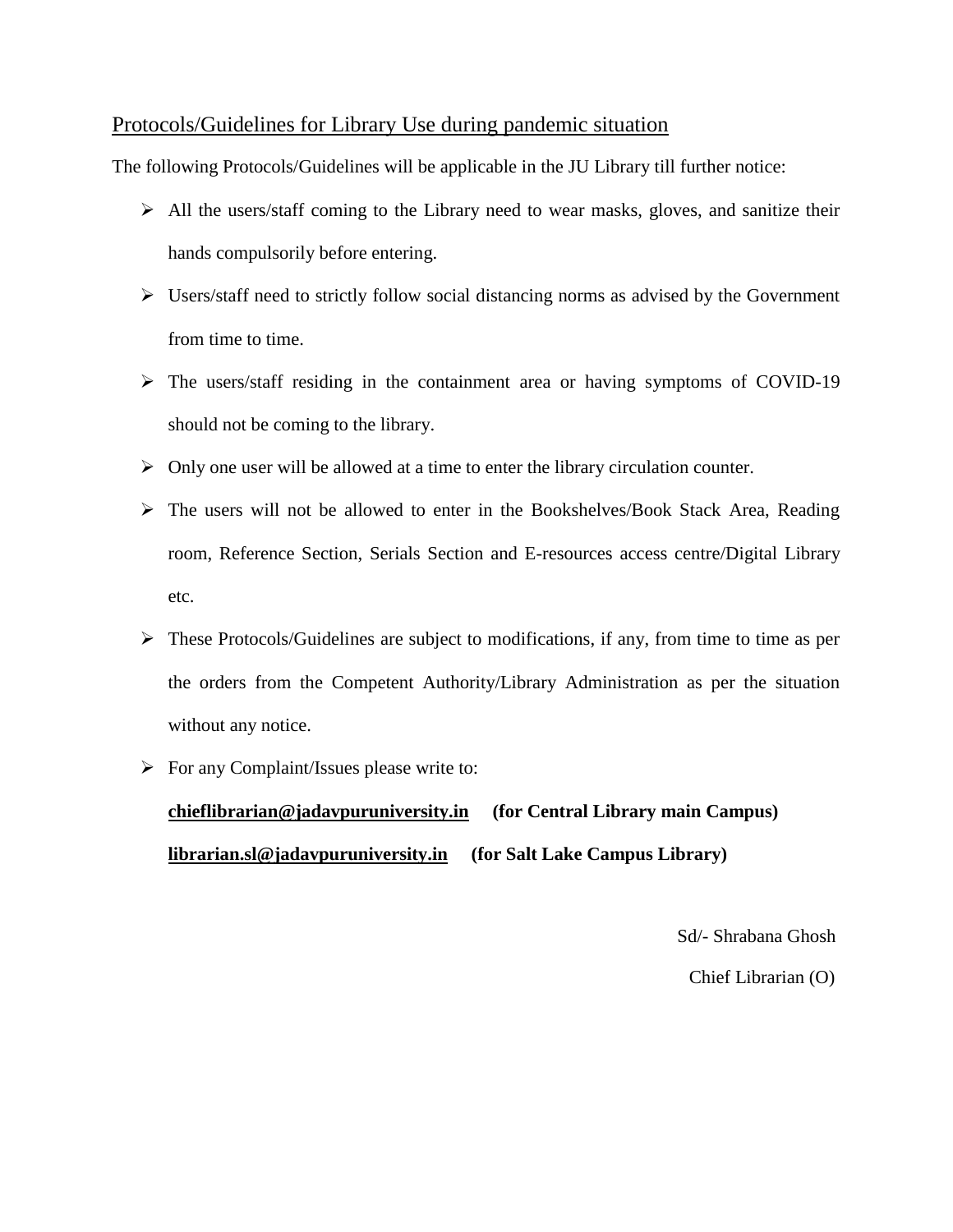## Protocols/Guidelines for Library Use during pandemic situation

The following Protocols/Guidelines will be applicable in the JU Library till further notice:

- All the users/staff coming to the Library need to wear masks, gloves, and sanitize their hands compulsorily before entering.
- Users/staff need to strictly follow social distancing norms as advised by the Government from time to time.
- The users/staff residing in the containment area or having symptoms of COVID-19 should not be coming to the library.
- Only one user will be allowed at a time to enter the library circulation counter.
- The users will not be allowed to enter in the Bookshelves/Book Stack Area, Reading room, Reference Section, Serials Section and E-resources access centre/Digital Library etc.
- These Protocols/Guidelines are subject to modifications, if any, from time to time as per the orders from the Competent Authority/Library Administration as per the situation without any notice.
- For any Complaint/Issues please write to:

  **chieflibrarian@jadavpuruniversity.in** **(for Central Library main Campus)**

  **librarian.sl@jadavpuruniversity.in** **(for Salt Lake Campus Library)**

Sd/- Shrabana Ghosh

Chief Librarian (O)